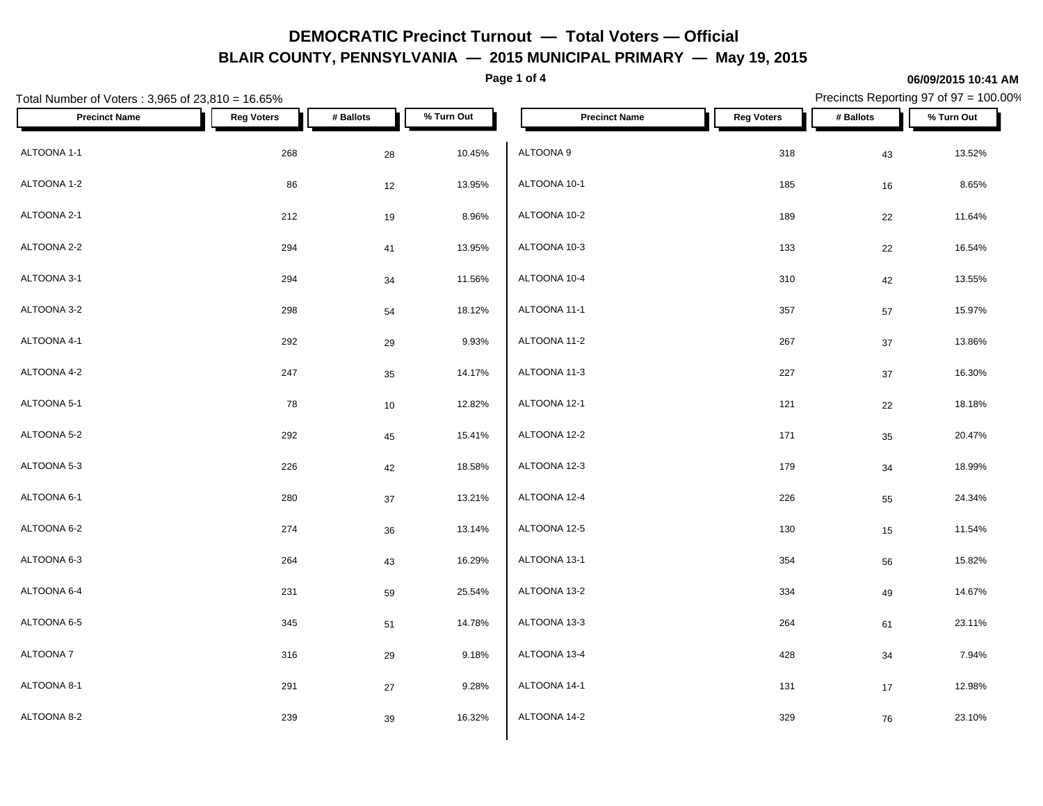# DEMOCRATIC Precinct Turnout — Total Voters — Official

## BLAIR COUNTY, PENNSYLVANIA — 2015 MUNICIPAL PRIMARY — May 19, 2015

06/09/2015 10:41 AM

Total Number of Voters : 3,965 of 23,810 = 16.65%

Precincts Reporting 97 of 97 = 100.00%

| Precinct Name | Reg Voters | # Ballots | % Turn Out |
|---|---|---|---|
| ALTOONA 1-1 | 268 | 28 | 10.45% |
| ALTOONA 1-2 | 86 | 12 | 13.95% |
| ALTOONA 2-1 | 212 | 19 | 8.96% |
| ALTOONA 2-2 | 294 | 41 | 13.95% |
| ALTOONA 3-1 | 294 | 34 | 11.56% |
| ALTOONA 3-2 | 298 | 54 | 18.12% |
| ALTOONA 4-1 | 292 | 29 | 9.93% |
| ALTOONA 4-2 | 247 | 35 | 14.17% |
| ALTOONA 5-1 | 78 | 10 | 12.82% |
| ALTOONA 5-2 | 292 | 45 | 15.41% |
| ALTOONA 5-3 | 226 | 42 | 18.58% |
| ALTOONA 6-1 | 280 | 37 | 13.21% |
| ALTOONA 6-2 | 274 | 36 | 13.14% |
| ALTOONA 6-3 | 264 | 43 | 16.29% |
| ALTOONA 6-4 | 231 | 59 | 25.54% |
| ALTOONA 6-5 | 345 | 51 | 14.78% |
| ALTOONA 7 | 316 | 29 | 9.18% |
| ALTOONA 8-1 | 291 | 27 | 9.28% |
| ALTOONA 8-2 | 239 | 39 | 16.32% |
| ALTOONA 9 | 318 | 43 | 13.52% |
| ALTOONA 10-1 | 185 | 16 | 8.65% |
| ALTOONA 10-2 | 189 | 22 | 11.64% |
| ALTOONA 10-3 | 133 | 22 | 16.54% |
| ALTOONA 10-4 | 310 | 42 | 13.55% |
| ALTOONA 11-1 | 357 | 57 | 15.97% |
| ALTOONA 11-2 | 267 | 37 | 13.86% |
| ALTOONA 11-3 | 227 | 37 | 16.30% |
| ALTOONA 12-1 | 121 | 22 | 18.18% |
| ALTOONA 12-2 | 171 | 35 | 20.47% |
| ALTOONA 12-3 | 179 | 34 | 18.99% |
| ALTOONA 12-4 | 226 | 55 | 24.34% |
| ALTOONA 12-5 | 130 | 15 | 11.54% |
| ALTOONA 13-1 | 354 | 56 | 15.82% |
| ALTOONA 13-2 | 334 | 49 | 14.67% |
| ALTOONA 13-3 | 264 | 61 | 23.11% |
| ALTOONA 13-4 | 428 | 34 | 7.94% |
| ALTOONA 14-1 | 131 | 17 | 12.98% |
| ALTOONA 14-2 | 329 | 76 | 23.10% |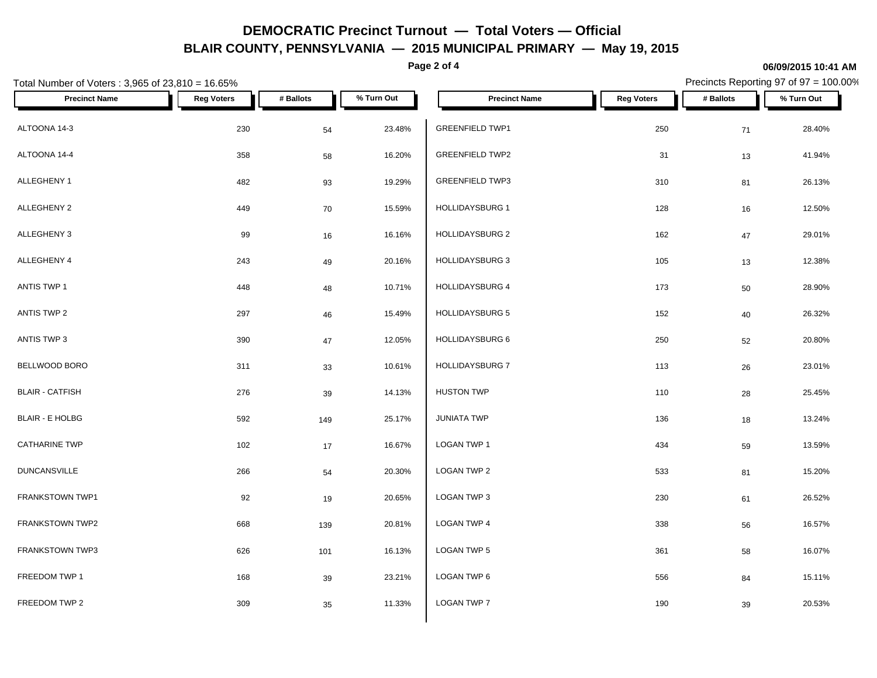# DEMOCRATIC Precinct Turnout — Total Voters — Official

## BLAIR COUNTY, PENNSYLVANIA — 2015 MUNICIPAL PRIMARY — May 19, 2015

06/09/2015 10:41 AM

Total Number of Voters : 3,965 of 23,810 = 16.65%

Precincts Reporting 97 of 97 = 100.00%

| Precinct Name | Reg Voters | # Ballots | % Turn Out |
|---|---|---|---|
| ALTOONA 14-3 | 230 | 54 | 23.48% |
| ALTOONA 14-4 | 358 | 58 | 16.20% |
| ALLEGHENY 1 | 482 | 93 | 19.29% |
| ALLEGHENY 2 | 449 | 70 | 15.59% |
| ALLEGHENY 3 | 99 | 16 | 16.16% |
| ALLEGHENY 4 | 243 | 49 | 20.16% |
| ANTIS TWP 1 | 448 | 48 | 10.71% |
| ANTIS TWP 2 | 297 | 46 | 15.49% |
| ANTIS TWP 3 | 390 | 47 | 12.05% |
| BELLWOOD BORO | 311 | 33 | 10.61% |
| BLAIR - CATFISH | 276 | 39 | 14.13% |
| BLAIR - E HOLBG | 592 | 149 | 25.17% |
| CATHARINE TWP | 102 | 17 | 16.67% |
| DUNCANSVILLE | 266 | 54 | 20.30% |
| FRANKSTOWN TWP1 | 92 | 19 | 20.65% |
| FRANKSTOWN TWP2 | 668 | 139 | 20.81% |
| FRANKSTOWN TWP3 | 626 | 101 | 16.13% |
| FREEDOM TWP 1 | 168 | 39 | 23.21% |
| FREEDOM TWP 2 | 309 | 35 | 11.33% |
| GREENFIELD TWP1 | 250 | 71 | 28.40% |
| GREENFIELD TWP2 | 31 | 13 | 41.94% |
| GREENFIELD TWP3 | 310 | 81 | 26.13% |
| HOLLIDAYSBURG 1 | 128 | 16 | 12.50% |
| HOLLIDAYSBURG 2 | 162 | 47 | 29.01% |
| HOLLIDAYSBURG 3 | 105 | 13 | 12.38% |
| HOLLIDAYSBURG 4 | 173 | 50 | 28.90% |
| HOLLIDAYSBURG 5 | 152 | 40 | 26.32% |
| HOLLIDAYSBURG 6 | 250 | 52 | 20.80% |
| HOLLIDAYSBURG 7 | 113 | 26 | 23.01% |
| HUSTON TWP | 110 | 28 | 25.45% |
| JUNIATA TWP | 136 | 18 | 13.24% |
| LOGAN TWP 1 | 434 | 59 | 13.59% |
| LOGAN TWP 2 | 533 | 81 | 15.20% |
| LOGAN TWP 3 | 230 | 61 | 26.52% |
| LOGAN TWP 4 | 338 | 56 | 16.57% |
| LOGAN TWP 5 | 361 | 58 | 16.07% |
| LOGAN TWP 6 | 556 | 84 | 15.11% |
| LOGAN TWP 7 | 190 | 39 | 20.53% |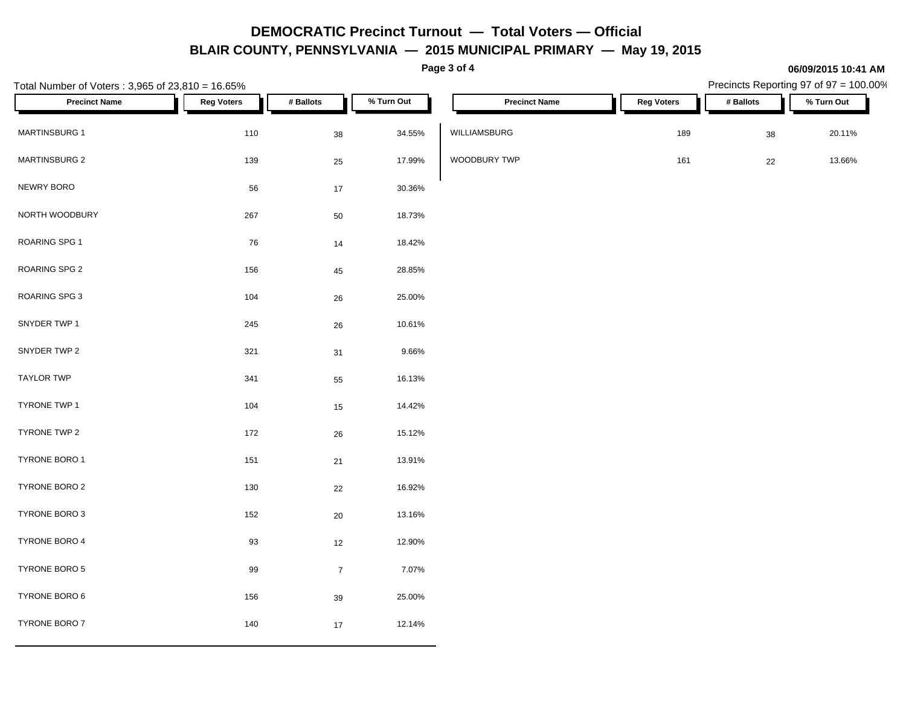# DEMOCRATIC Precinct Turnout — Total Voters — Official

## BLAIR COUNTY, PENNSYLVANIA — 2015 MUNICIPAL PRIMARY — May 19, 2015

06/09/2015 10:41 AM

Total Number of Voters : 3,965 of 23,810 = 16.65%

Precincts Reporting 97 of 97 = 100.00%

| Precinct Name | Reg Voters | # Ballots | % Turn Out |
|---|---|---|---|
| MARTINSBURG 1 | 110 | 38 | 34.55% |
| MARTINSBURG 2 | 139 | 25 | 17.99% |
| NEWRY BORO | 56 | 17 | 30.36% |
| NORTH WOODBURY | 267 | 50 | 18.73% |
| ROARING SPG 1 | 76 | 14 | 18.42% |
| ROARING SPG 2 | 156 | 45 | 28.85% |
| ROARING SPG 3 | 104 | 26 | 25.00% |
| SNYDER TWP 1 | 245 | 26 | 10.61% |
| SNYDER TWP 2 | 321 | 31 | 9.66% |
| TAYLOR TWP | 341 | 55 | 16.13% |
| TYRONE TWP 1 | 104 | 15 | 14.42% |
| TYRONE TWP 2 | 172 | 26 | 15.12% |
| TYRONE BORO 1 | 151 | 21 | 13.91% |
| TYRONE BORO 2 | 130 | 22 | 16.92% |
| TYRONE BORO 3 | 152 | 20 | 13.16% |
| TYRONE BORO 4 | 93 | 12 | 12.90% |
| TYRONE BORO 5 | 99 | 7 | 7.07% |
| TYRONE BORO 6 | 156 | 39 | 25.00% |
| TYRONE BORO 7 | 140 | 17 | 12.14% |
| WILLIAMSBURG | 189 | 38 | 20.11% |
| WOODBURY TWP | 161 | 22 | 13.66% |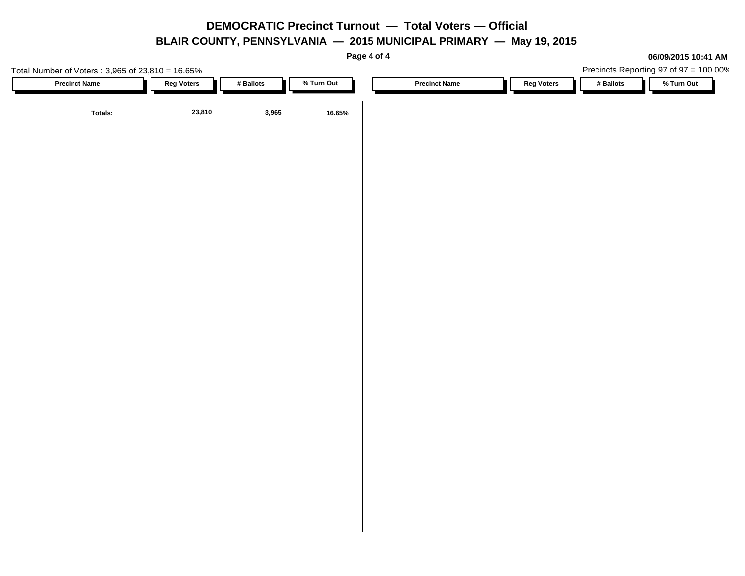# DEMOCRATIC Precinct Turnout — Total Voters — Official

## BLAIR COUNTY, PENNSYLVANIA — 2015 MUNICIPAL PRIMARY — May 19, 2015

06/09/2015 10:41 AM

Total Number of Voters : 3,965 of 23,810 = 16.65%

Precincts Reporting 97 of 97 = 100.00%

| Precinct Name | Reg Voters | # Ballots | % Turn Out | Precinct Name | Reg Voters | # Ballots | % Turn Out |
|---|---|---|---|---|---|---|---|
| Totals: | 23,810 | 3,965 | 16.65% | | | | |